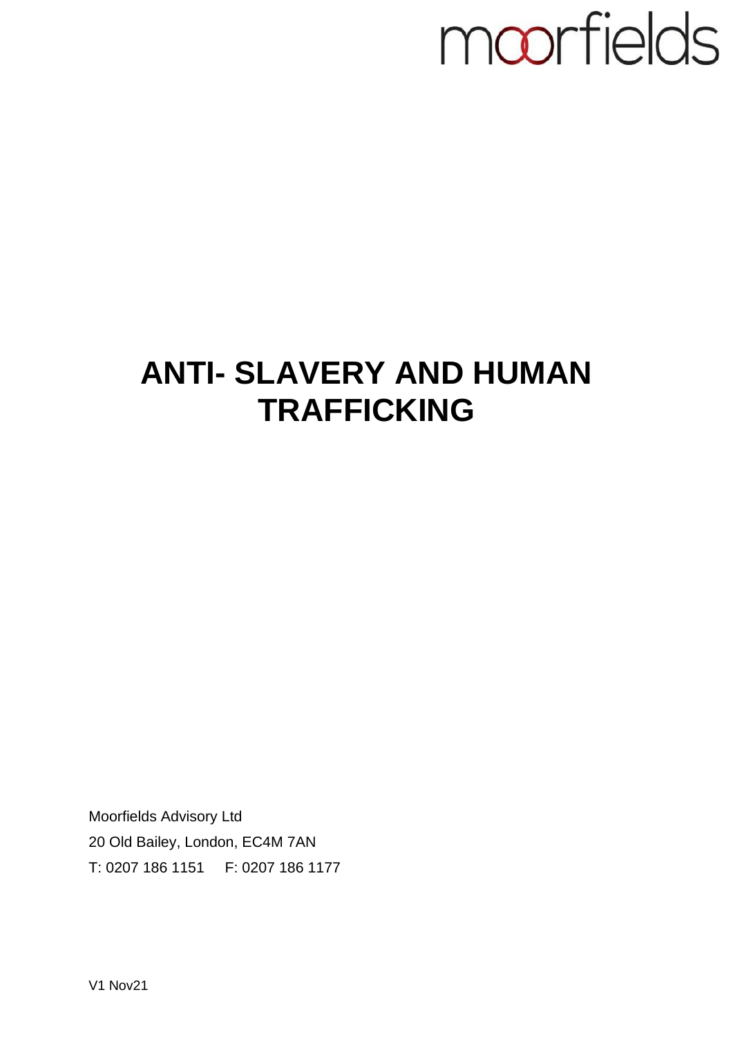moorfields

# ANTI- SLAVERY AND HUMAN TRAFFICKING

Moorfields Advisory Ltd
20 Old Bailey, London, EC4M 7AN
T: 0207 186 1151 F: 0207 186 1177

V1 Nov21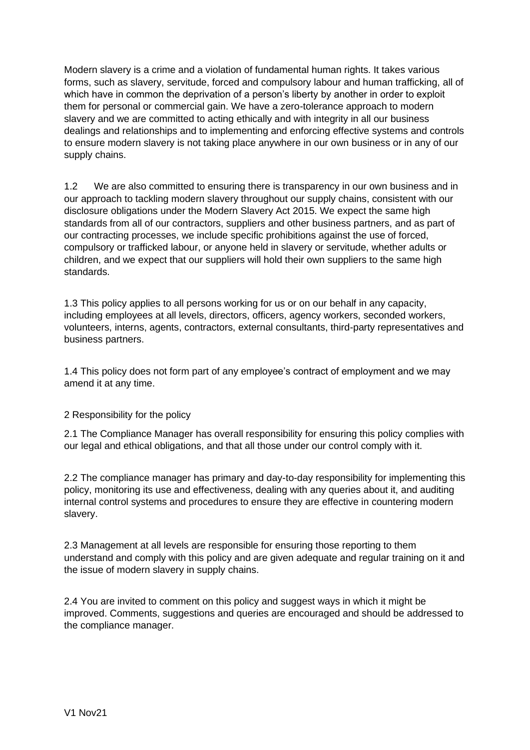Modern slavery is a crime and a violation of fundamental human rights. It takes various forms, such as slavery, servitude, forced and compulsory labour and human trafficking, all of which have in common the deprivation of a person's liberty by another in order to exploit them for personal or commercial gain. We have a zero-tolerance approach to modern slavery and we are committed to acting ethically and with integrity in all our business dealings and relationships and to implementing and enforcing effective systems and controls to ensure modern slavery is not taking place anywhere in our own business or in any of our supply chains.

1.2 We are also committed to ensuring there is transparency in our own business and in our approach to tackling modern slavery throughout our supply chains, consistent with our disclosure obligations under the Modern Slavery Act 2015. We expect the same high standards from all of our contractors, suppliers and other business partners, and as part of our contracting processes, we include specific prohibitions against the use of forced, compulsory or trafficked labour, or anyone held in slavery or servitude, whether adults or children, and we expect that our suppliers will hold their own suppliers to the same high standards.

1.3 This policy applies to all persons working for us or on our behalf in any capacity, including employees at all levels, directors, officers, agency workers, seconded workers, volunteers, interns, agents, contractors, external consultants, third-party representatives and business partners.

1.4 This policy does not form part of any employee's contract of employment and we may amend it at any time.

## 2 Responsibility for the policy

2.1 The Compliance Manager has overall responsibility for ensuring this policy complies with our legal and ethical obligations, and that all those under our control comply with it.

2.2 The compliance manager has primary and day-to-day responsibility for implementing this policy, monitoring its use and effectiveness, dealing with any queries about it, and auditing internal control systems and procedures to ensure they are effective in countering modern slavery.

2.3 Management at all levels are responsible for ensuring those reporting to them understand and comply with this policy and are given adequate and regular training on it and the issue of modern slavery in supply chains.

2.4 You are invited to comment on this policy and suggest ways in which it might be improved. Comments, suggestions and queries are encouraged and should be addressed to the compliance manager.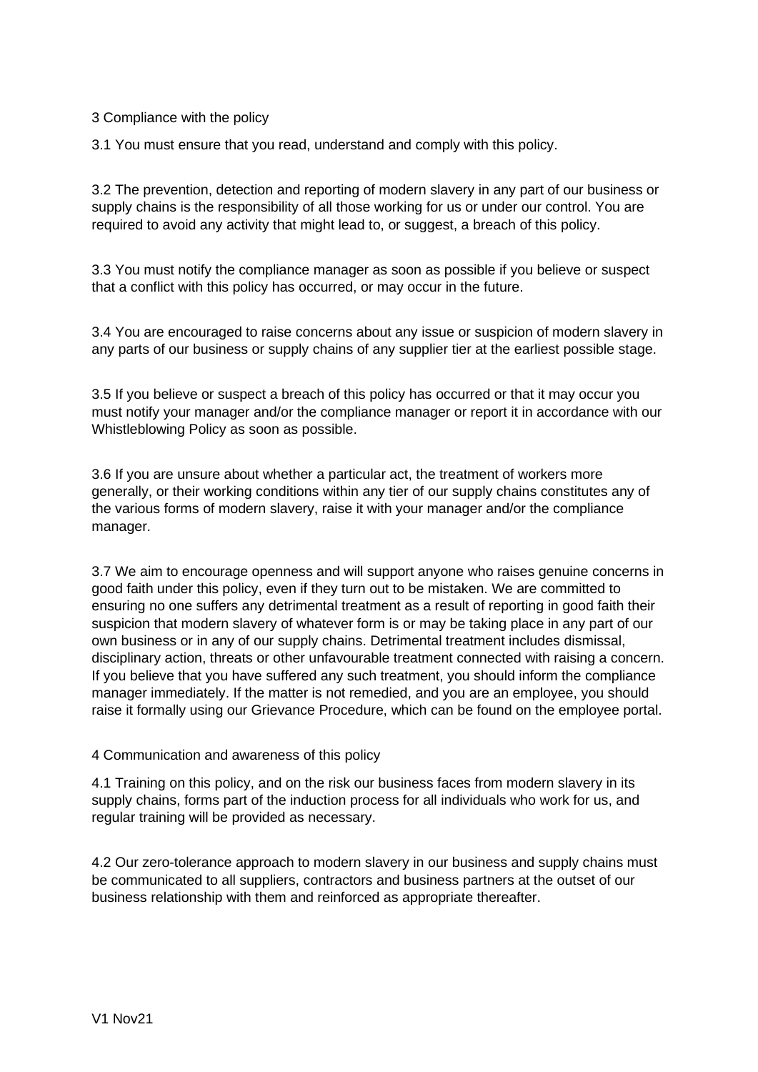## 3 Compliance with the policy

3.1 You must ensure that you read, understand and comply with this policy.

3.2 The prevention, detection and reporting of modern slavery in any part of our business or supply chains is the responsibility of all those working for us or under our control. You are required to avoid any activity that might lead to, or suggest, a breach of this policy.

3.3 You must notify the compliance manager as soon as possible if you believe or suspect that a conflict with this policy has occurred, or may occur in the future.

3.4 You are encouraged to raise concerns about any issue or suspicion of modern slavery in any parts of our business or supply chains of any supplier tier at the earliest possible stage.

3.5 If you believe or suspect a breach of this policy has occurred or that it may occur you must notify your manager and/or the compliance manager or report it in accordance with our Whistleblowing Policy as soon as possible.

3.6 If you are unsure about whether a particular act, the treatment of workers more generally, or their working conditions within any tier of our supply chains constitutes any of the various forms of modern slavery, raise it with your manager and/or the compliance manager.

3.7 We aim to encourage openness and will support anyone who raises genuine concerns in good faith under this policy, even if they turn out to be mistaken. We are committed to ensuring no one suffers any detrimental treatment as a result of reporting in good faith their suspicion that modern slavery of whatever form is or may be taking place in any part of our own business or in any of our supply chains. Detrimental treatment includes dismissal, disciplinary action, threats or other unfavourable treatment connected with raising a concern. If you believe that you have suffered any such treatment, you should inform the compliance manager immediately. If the matter is not remedied, and you are an employee, you should raise it formally using our Grievance Procedure, which can be found on the employee portal.

## 4 Communication and awareness of this policy

4.1 Training on this policy, and on the risk our business faces from modern slavery in its supply chains, forms part of the induction process for all individuals who work for us, and regular training will be provided as necessary.

4.2 Our zero-tolerance approach to modern slavery in our business and supply chains must be communicated to all suppliers, contractors and business partners at the outset of our business relationship with them and reinforced as appropriate thereafter.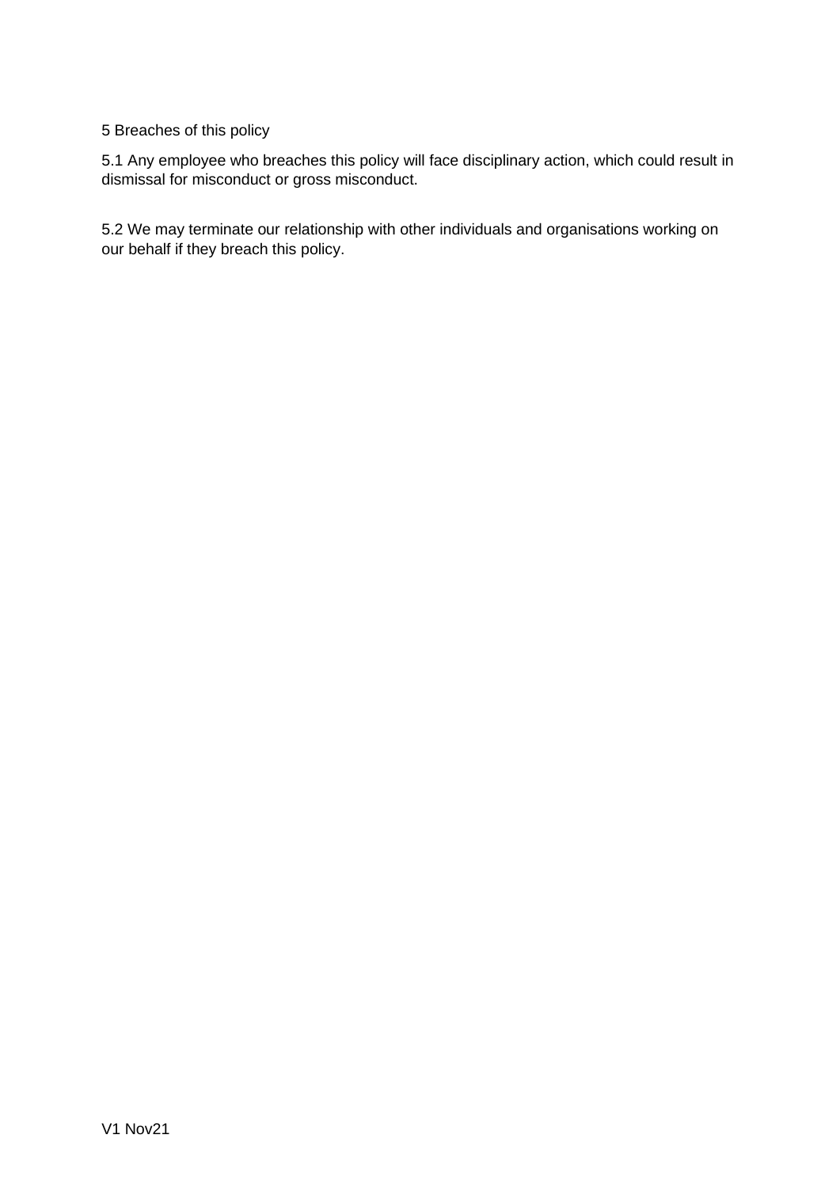## 5 Breaches of this policy

5.1 Any employee who breaches this policy will face disciplinary action, which could result in dismissal for misconduct or gross misconduct.

5.2 We may terminate our relationship with other individuals and organisations working on our behalf if they breach this policy.